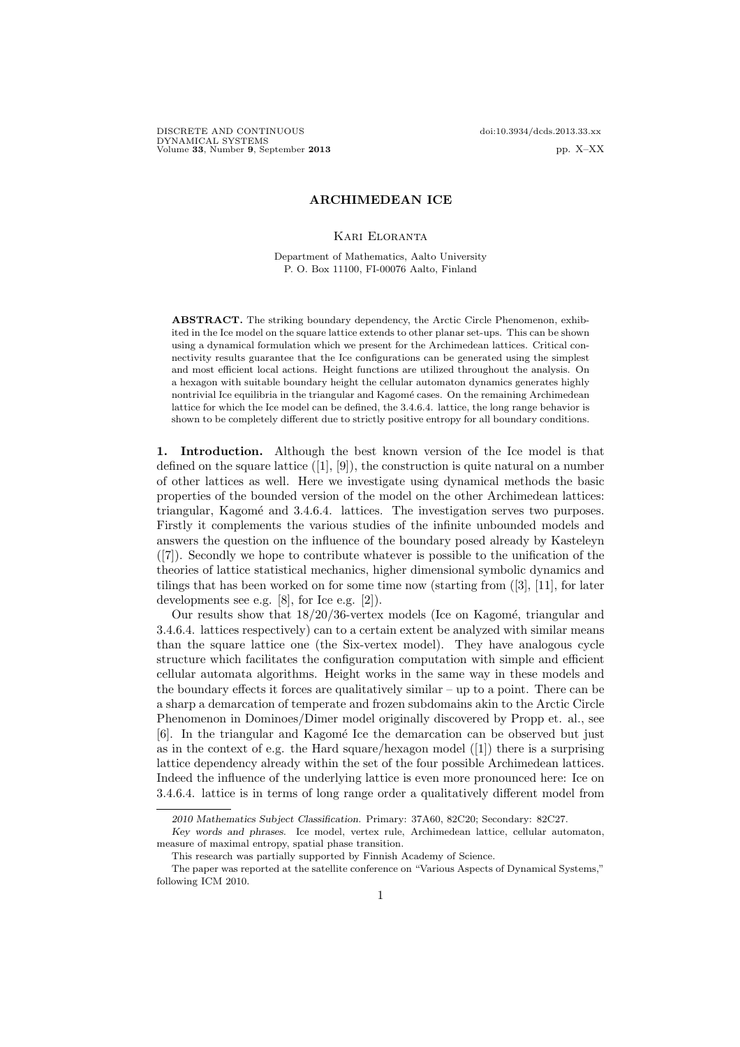# ARCHIMEDEAN ICE

Kari Eloranta

Department of Mathematics, Aalto University
P. O. Box 11100, FI-00076 Aalto, Finland

**ABSTRACT.** The striking boundary dependency, the Arctic Circle Phenomenon, exhibited in the Ice model on the square lattice extends to other planar set-ups. This can be shown using a dynamical formulation which we present for the Archimedean lattices. Critical connectivity results guarantee that the Ice configurations can be generated using the simplest and most efficient local actions. Height functions are utilized throughout the analysis. On a hexagon with suitable boundary height the cellular automaton dynamics generates highly nontrivial Ice equilibria in the triangular and Kagomé cases. On the remaining Archimedean lattice for which the Ice model can be defined, the 3.4.6.4. lattice, the long range behavior is shown to be completely different due to strictly positive entropy for all boundary conditions.

**1. Introduction.** Although the best known version of the Ice model is that defined on the square lattice ([1], [9]), the construction is quite natural on a number of other lattices as well. Here we investigate using dynamical methods the basic properties of the bounded version of the model on the other Archimedean lattices: triangular, Kagomé and 3.4.6.4. lattices. The investigation serves two purposes. Firstly it complements the various studies of the infinite unbounded models and answers the question on the influence of the boundary posed already by Kasteleyn ([7]). Secondly we hope to contribute whatever is possible to the unification of the theories of lattice statistical mechanics, higher dimensional symbolic dynamics and tilings that has been worked on for some time now (starting from ([3], [11], for later developments see e.g. [8], for Ice e.g. [2]).

Our results show that 18/20/36-vertex models (Ice on Kagomé, triangular and 3.4.6.4. lattices respectively) can to a certain extent be analyzed with similar means than the square lattice one (the Six-vertex model). They have analogous cycle structure which facilitates the configuration computation with simple and efficient cellular automata algorithms. Height works in the same way in these models and the boundary effects it forces are qualitatively similar – up to a point. There can be a sharp a demarcation of temperate and frozen subdomains akin to the Arctic Circle Phenomenon in Dominoes/Dimer model originally discovered by Propp et. al., see [6]. In the triangular and Kagomé Ice the demarcation can be observed but just as in the context of e.g. the Hard square/hexagon model ([1]) there is a surprising lattice dependency already within the set of the four possible Archimedean lattices. Indeed the influence of the underlying lattice is even more pronounced here: Ice on 3.4.6.4. lattice is in terms of long range order a qualitatively different model from

---

*2010 Mathematics Subject Classification.* Primary: 37A60, 82C20; Secondary: 82C27.

*Key words and phrases.* Ice model, vertex rule, Archimedean lattice, cellular automaton, measure of maximal entropy, spatial phase transition.

This research was partially supported by Finnish Academy of Science.

The paper was reported at the satellite conference on "Various Aspects of Dynamical Systems," following ICM 2010.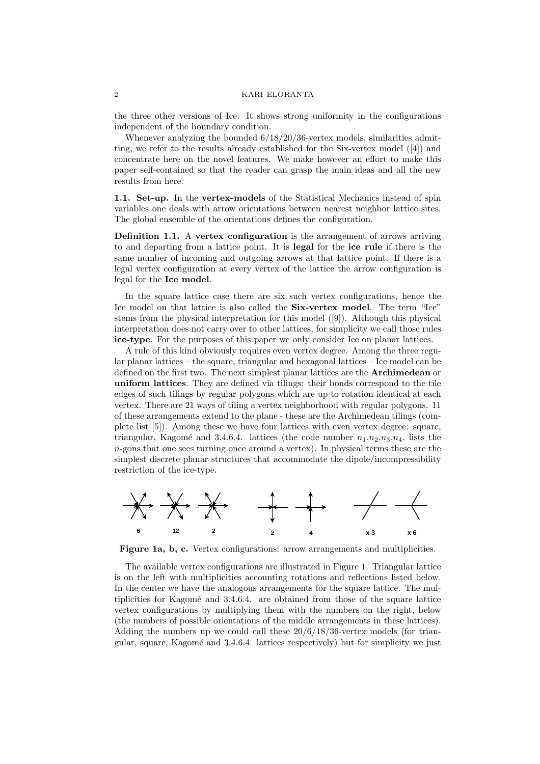the three other versions of Ice. It shows strong uniformity in the configurations independent of the boundary condition.

Whenever analyzing the bounded 6/18/20/36-vertex models, similarities admitting, we refer to the results already established for the Six-vertex model ([4]) and concentrate here on the novel features. We make however an effort to make this paper self-contained so that the reader can grasp the main ideas and all the new results from here.

**1.1. Set-up.** In the **vertex-models** of the Statistical Mechanics instead of spin variables one deals with arrow orientations between nearest neighbor lattice sites. The global ensemble of the orientations defines the configuration.

**Definition 1.1.** A **vertex configuration** is the arrangement of arrows arriving to and departing from a lattice point. It is **legal** for the **ice rule** if there is the same number of incoming and outgoing arrows at that lattice point. If there is a legal vertex configuration at every vertex of the lattice the arrow configuration is legal for the **Ice model**.

In the square lattice case there are six such vertex configurations, hence the Ice model on that lattice is also called the **Six-vertex model**. The term "Ice" stems from the physical interpretation for this model ([9]). Although this physical interpretation does not carry over to other lattices, for simplicity we call those rules **ice-type**. For the purposes of this paper we only consider Ice on planar lattices.

A rule of this kind obviously requires even vertex degree. Among the three regular planar lattices – the square, triangular and hexagonal lattices – Ice model can be defined on the first two. The next simplest planar lattices are the **Archimedean** or **uniform lattices**. They are defined via tilings: their bonds correspond to the tile edges of such tilings by regular polygons which are up to rotation identical at each vertex. There are 21 ways of tiling a vertex neighborhood with regular polygons. 11 of these arrangements extend to the plane - these are the Archimedean tilings (complete list [5]). Among these we have four lattices with even vertex degree: square, triangular, Kagomé and 3.4.6.4. lattices (the code number $n_1.n_2.n_3.n_4.$ lists the $n$-gons that one sees turning once around a vertex). In physical terms these are the simplest discrete planar structures that accommodate the dipole/incompressibility restriction of the ice-type.

6 12 2 2 4 x 3 x 6

**Figure 1a, b, c.** Vertex configurations: arrow arrangements and multiplicities.

The available vertex configurations are illustrated in Figure 1. Triangular lattice is on the left with multiplicities accounting rotations and reflections listed below. In the center we have the analogous arrangements for the square lattice. The multiplicities for Kagomé and 3.4.6.4. are obtained from those of the square lattice vertex configurations by multiplying them with the numbers on the right, below (the numbers of possible orientations of the middle arrangements in these lattices). Adding the numbers up we could call these 20/6/18/36-vertex models (for triangular, square, Kagomé and 3.4.6.4. lattices respectively) but for simplicity we just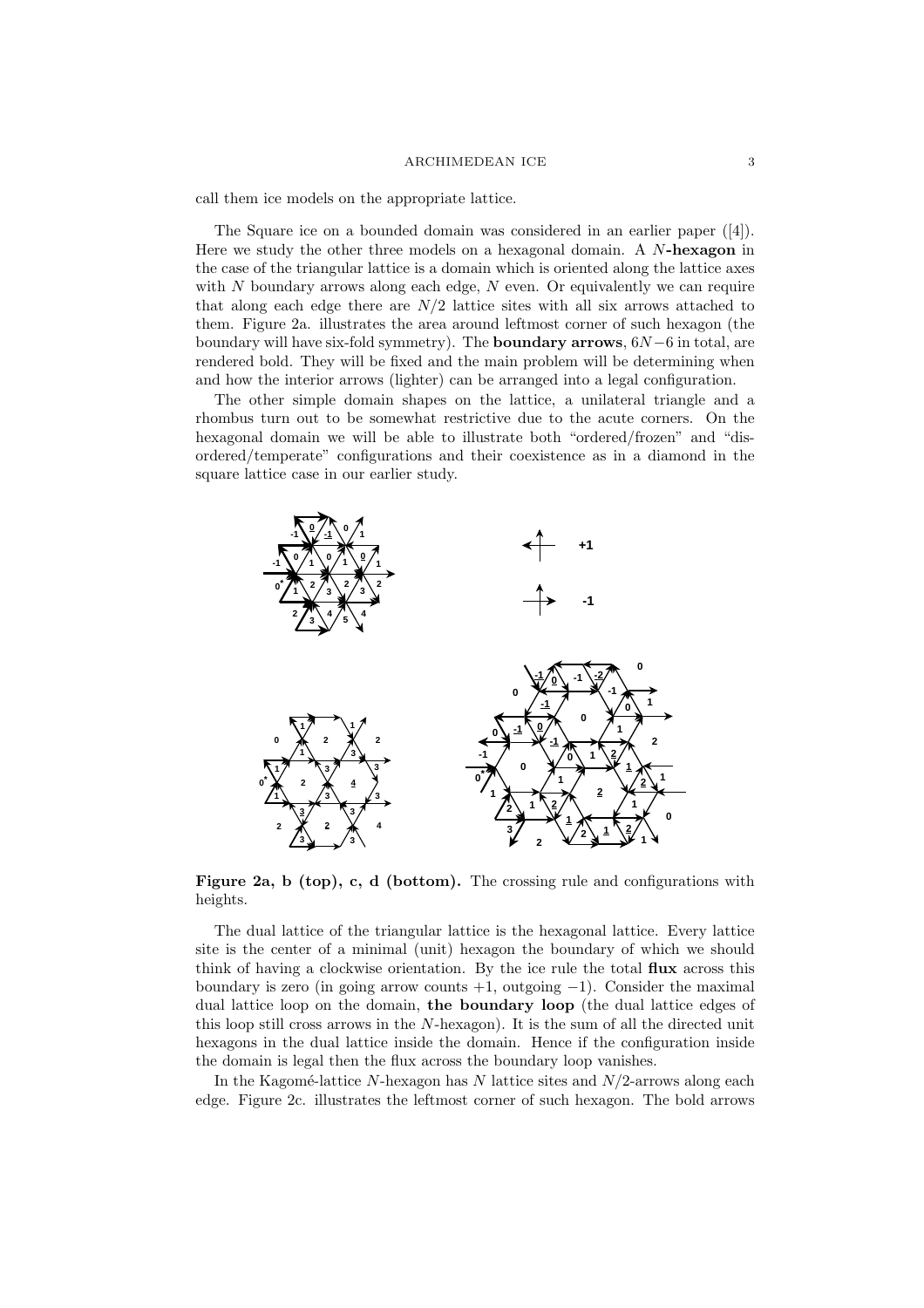call them ice models on the appropriate lattice.

The Square ice on a bounded domain was considered in an earlier paper ([4]). Here we study the other three models on a hexagonal domain. A $N$**-hexagon** in the case of the triangular lattice is a domain which is oriented along the lattice axes with $N$ boundary arrows along each edge, $N$ even. Or equivalently we can require that along each edge there are $N/2$ lattice sites with all six arrows attached to them. Figure 2a. illustrates the area around leftmost corner of such hexagon (the boundary will have six-fold symmetry). The **boundary arrows**, $6N-6$ in total, are rendered bold. They will be fixed and the main problem will be determining when and how the interior arrows (lighter) can be arranged into a legal configuration.

The other simple domain shapes on the lattice, a unilateral triangle and a rhombus turn out to be somewhat restrictive due to the acute corners. On the hexagonal domain we will be able to illustrate both "ordered/frozen" and "disordered/temperate" configurations and their coexistence as in a diamond in the square lattice case in our earlier study.

**Figure 2a, b (top), c, d (bottom).** The crossing rule and configurations with heights.

The dual lattice of the triangular lattice is the hexagonal lattice. Every lattice site is the center of a minimal (unit) hexagon the boundary of which we should think of having a clockwise orientation. By the ice rule the total **flux** across this boundary is zero (in going arrow counts $+1$, outgoing $-1$). Consider the maximal dual lattice loop on the domain, **the boundary loop** (the dual lattice edges of this loop still cross arrows in the $N$-hexagon). It is the sum of all the directed unit hexagons in the dual lattice inside the domain. Hence if the configuration inside the domain is legal then the flux across the boundary loop vanishes.

In the Kagomé-lattice $N$-hexagon has $N$ lattice sites and $N/2$-arrows along each edge. Figure 2c. illustrates the leftmost corner of such hexagon. The bold arrows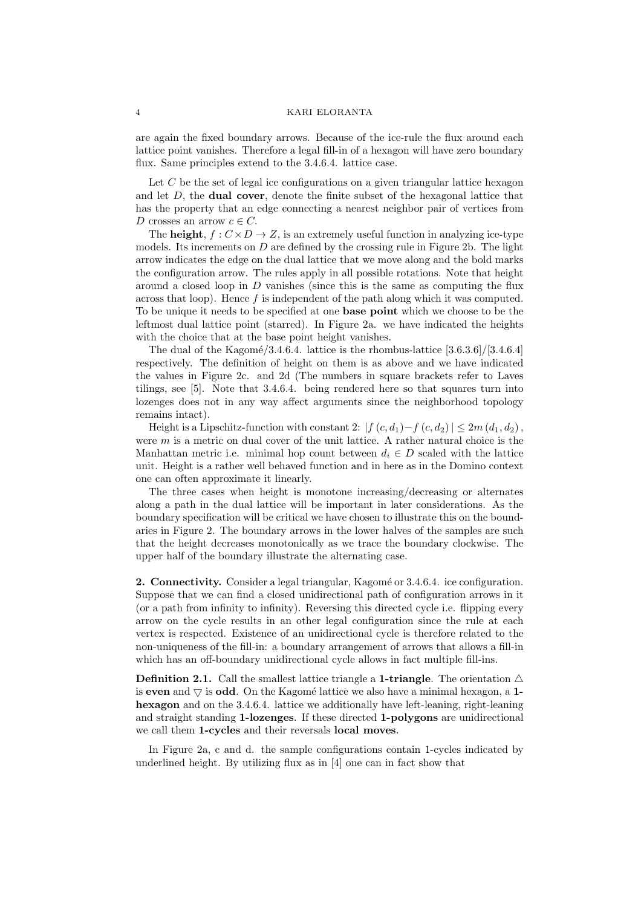are again the fixed boundary arrows. Because of the ice-rule the flux around each lattice point vanishes. Therefore a legal fill-in of a hexagon will have zero boundary flux. Same principles extend to the 3.4.6.4. lattice case.

Let $C$ be the set of legal ice configurations on a given triangular lattice hexagon and let $D$, the **dual cover**, denote the finite subset of the hexagonal lattice that has the property that an edge connecting a nearest neighbor pair of vertices from $D$ crosses an arrow $c \in C$.

The **height**, $f : C \times D \to Z$, is an extremely useful function in analyzing ice-type models. Its increments on $D$ are defined by the crossing rule in Figure 2b. The light arrow indicates the edge on the dual lattice that we move along and the bold marks the configuration arrow. The rules apply in all possible rotations. Note that height around a closed loop in $D$ vanishes (since this is the same as computing the flux across that loop). Hence $f$ is independent of the path along which it was computed. To be unique it needs to be specified at one **base point** which we choose to be the leftmost dual lattice point (starred). In Figure 2a. we have indicated the heights with the choice that at the base point height vanishes.

The dual of the Kagomé/3.4.6.4. lattice is the rhombus-lattice [3.6.3.6]/[3.4.6.4] respectively. The definition of height on them is as above and we have indicated the values in Figure 2c. and 2d (The numbers in square brackets refer to Laves tilings, see [5]. Note that 3.4.6.4. being rendered here so that squares turn into lozenges does not in any way affect arguments since the neighborhood topology remains intact).

Height is a Lipschitz-function with constant 2: $|f(c, d_1) - f(c, d_2)| \leq 2m(d_1, d_2)$, were $m$ is a metric on dual cover of the unit lattice. A rather natural choice is the Manhattan metric i.e. minimal hop count between $d_i \in D$ scaled with the lattice unit. Height is a rather well behaved function and in here as in the Domino context one can often approximate it linearly.

The three cases when height is monotone increasing/decreasing or alternates along a path in the dual lattice will be important in later considerations. As the boundary specification will be critical we have chosen to illustrate this on the boundaries in Figure 2. The boundary arrows in the lower halves of the samples are such that the height decreases monotonically as we trace the boundary clockwise. The upper half of the boundary illustrate the alternating case.

**2. Connectivity.** Consider a legal triangular, Kagomé or 3.4.6.4. ice configuration. Suppose that we can find a closed unidirectional path of configuration arrows in it (or a path from infinity to infinity). Reversing this directed cycle i.e. flipping every arrow on the cycle results in an other legal configuration since the rule at each vertex is respected. Existence of an unidirectional cycle is therefore related to the non-uniqueness of the fill-in: a boundary arrangement of arrows that allows a fill-in which has an off-boundary unidirectional cycle allows in fact multiple fill-ins.

**Definition 2.1.** Call the smallest lattice triangle a **1-triangle**. The orientation $\triangle$ is **even** and $\bigtriangledown$ is **odd**. On the Kagomé lattice we also have a minimal hexagon, a **1-hexagon** and on the 3.4.6.4. lattice we additionally have left-leaning, right-leaning and straight standing **1-lozenges**. If these directed **1-polygons** are unidirectional we call them **1-cycles** and their reversals **local moves**.

In Figure 2a, c and d. the sample configurations contain 1-cycles indicated by underlined height. By utilizing flux as in [4] one can in fact show that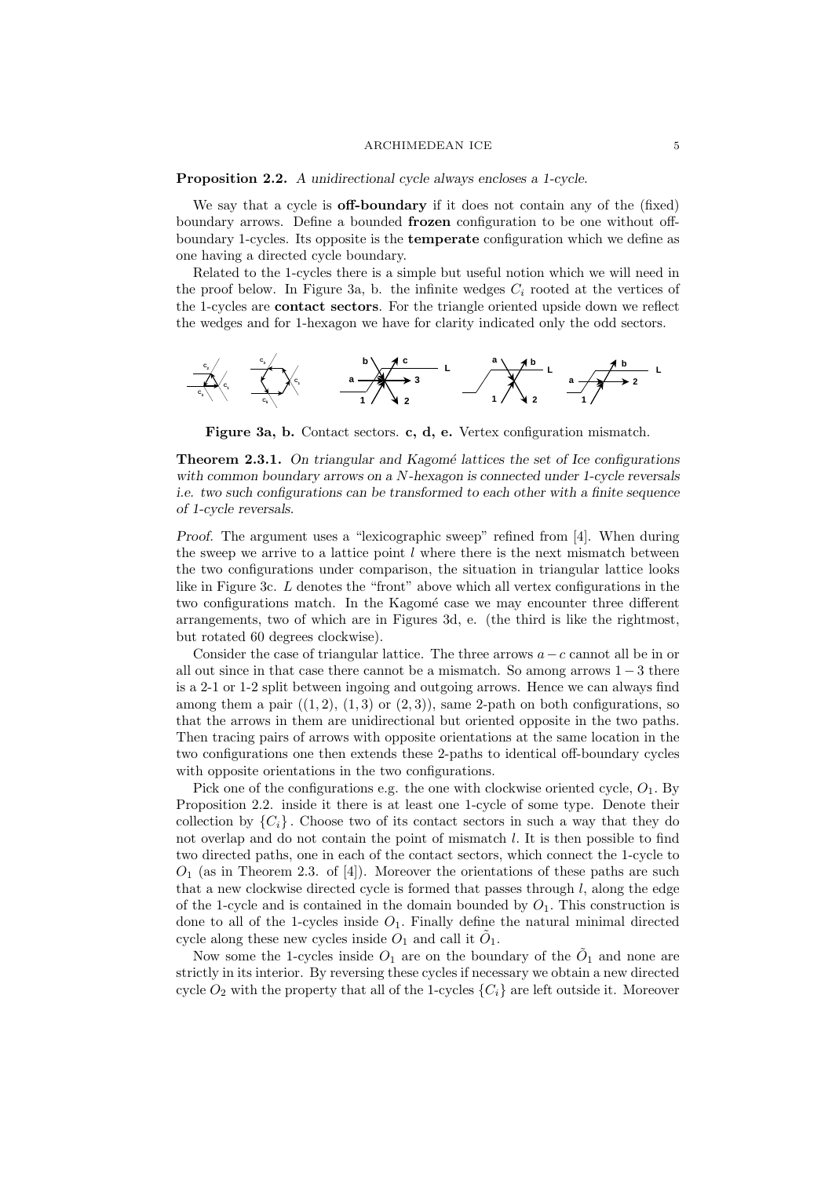**Proposition 2.2.** *A unidirectional cycle always encloses a 1-cycle.*

We say that a cycle is **off-boundary** if it does not contain any of the (fixed) boundary arrows. Define a bounded **frozen** configuration to be one without off-boundary 1-cycles. Its opposite is the **temperate** configuration which we define as one having a directed cycle boundary.

Related to the 1-cycles there is a simple but useful notion which we will need in the proof below. In Figure 3a, b. the infinite wedges $C_i$ rooted at the vertices of the 1-cycles are **contact sectors**. For the triangle oriented upside down we reflect the wedges and for 1-hexagon we have for clarity indicated only the odd sectors.

**Figure 3a, b.** Contact sectors. **c, d, e.** Vertex configuration mismatch.

**Theorem 2.3.1.** *On triangular and Kagomé lattices the set of Ice configurations with common boundary arrows on a $N$-hexagon is connected under 1-cycle reversals i.e. two such configurations can be transformed to each other with a finite sequence of 1-cycle reversals.*

*Proof.* The argument uses a "lexicographic sweep" refined from [4]. When during the sweep we arrive to a lattice point $l$ where there is the next mismatch between the two configurations under comparison, the situation in triangular lattice looks like in Figure 3c. $L$ denotes the "front" above which all vertex configurations in the two configurations match. In the Kagomé case we may encounter three different arrangements, two of which are in Figures 3d, e. (the third is like the rightmost, but rotated 60 degrees clockwise).

Consider the case of triangular lattice. The three arrows $a-c$ cannot all be in or all out since in that case there cannot be a mismatch. So among arrows $1-3$ there is a 2-1 or 1-2 split between ingoing and outgoing arrows. Hence we can always find among them a pair ($(1,2)$, $(1,3)$ or $(2,3)$), same 2-path on both configurations, so that the arrows in them are unidirectional but oriented opposite in the two paths. Then tracing pairs of arrows with opposite orientations at the same location in the two configurations one then extends these 2-paths to identical off-boundary cycles with opposite orientations in the two configurations.

Pick one of the configurations e.g. the one with clockwise oriented cycle, $O_1$. By Proposition 2.2. inside it there is at least one 1-cycle of some type. Denote their collection by $\{C_i\}$. Choose two of its contact sectors in such a way that they do not overlap and do not contain the point of mismatch $l$. It is then possible to find two directed paths, one in each of the contact sectors, which connect the 1-cycle to $O_1$ (as in Theorem 2.3. of [4]). Moreover the orientations of these paths are such that a new clockwise directed cycle is formed that passes through $l$, along the edge of the 1-cycle and is contained in the domain bounded by $O_1$. This construction is done to all of the 1-cycles inside $O_1$. Finally define the natural minimal directed cycle along these new cycles inside $O_1$ and call it $\tilde{O}_1$.

Now some the 1-cycles inside $O_1$ are on the boundary of the $\tilde{O}_1$ and none are strictly in its interior. By reversing these cycles if necessary we obtain a new directed cycle $O_2$ with the property that all of the 1-cycles $\{C_i\}$ are left outside it. Moreover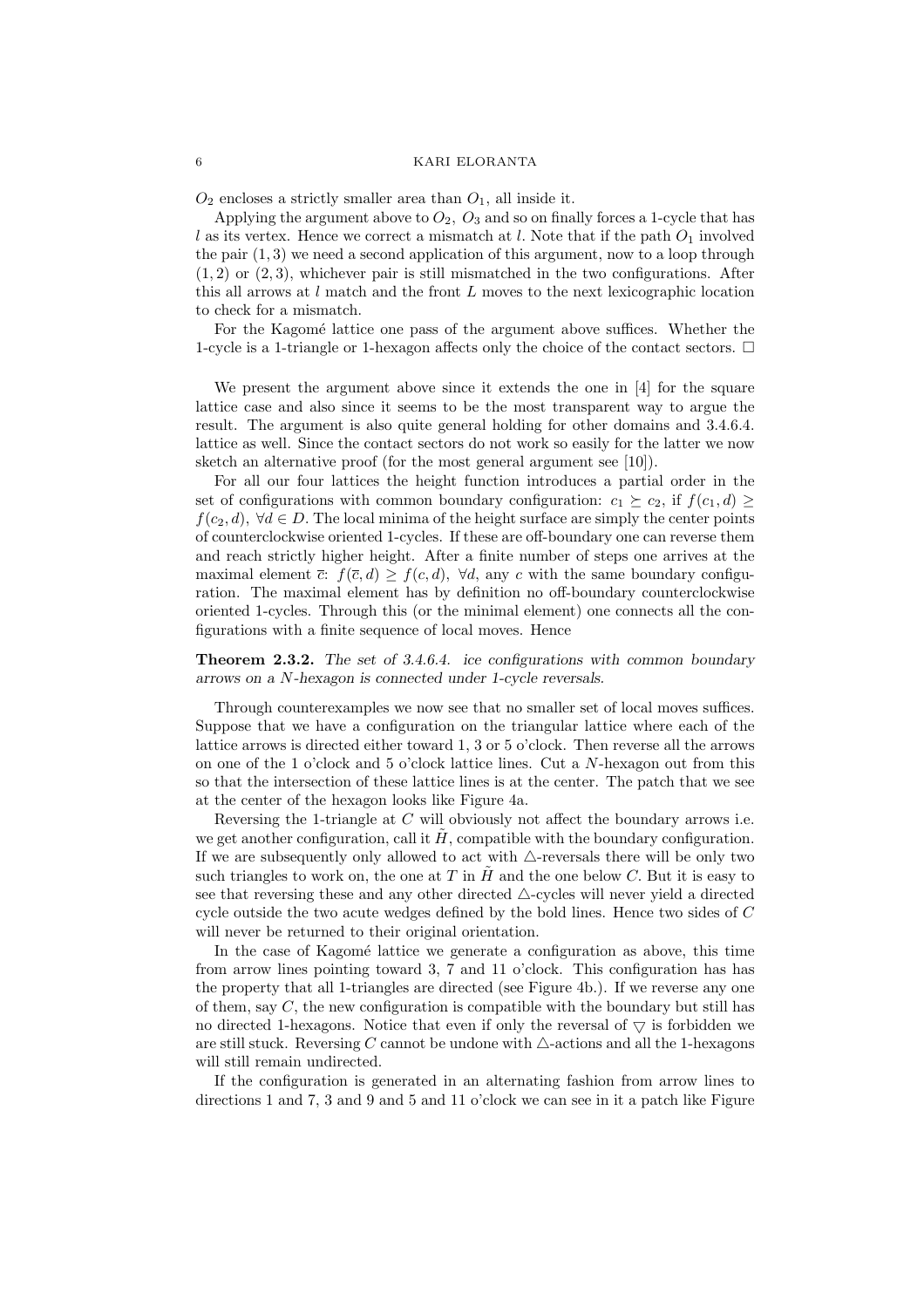$O_2$ encloses a strictly smaller area than $O_1$, all inside it.

Applying the argument above to $O_2$, $O_3$ and so on finally forces a 1-cycle that has $l$ as its vertex. Hence we correct a mismatch at $l$. Note that if the path $O_1$ involved the pair $(1,3)$ we need a second application of this argument, now to a loop through $(1,2)$ or $(2,3)$, whichever pair is still mismatched in the two configurations. After this all arrows at $l$ match and the front $L$ moves to the next lexicographic location to check for a mismatch.

For the Kagomé lattice one pass of the argument above suffices. Whether the 1-cycle is a 1-triangle or 1-hexagon affects only the choice of the contact sectors. □

We present the argument above since it extends the one in [4] for the square lattice case and also since it seems to be the most transparent way to argue the result. The argument is also quite general holding for other domains and 3.4.6.4. lattice as well. Since the contact sectors do not work so easily for the latter we now sketch an alternative proof (for the most general argument see [10]).

For all our four lattices the height function introduces a partial order in the set of configurations with common boundary configuration: $c_1 \succeq c_2$, if $f(c_1, d) \geq f(c_2, d)$, $\forall d \in D$. The local minima of the height surface are simply the center points of counterclockwise oriented 1-cycles. If these are off-boundary one can reverse them and reach strictly higher height. After a finite number of steps one arrives at the maximal element $\overline{c}$: $f(\overline{c}, d) \geq f(c, d)$, $\forall d$, any $c$ with the same boundary configuration. The maximal element has by definition no off-boundary counterclockwise oriented 1-cycles. Through this (or the minimal element) one connects all the configurations with a finite sequence of local moves. Hence

**Theorem 2.3.2.** *The set of 3.4.6.4. ice configurations with common boundary arrows on a $N$-hexagon is connected under 1-cycle reversals.*

Through counterexamples we now see that no smaller set of local moves suffices. Suppose that we have a configuration on the triangular lattice where each of the lattice arrows is directed either toward 1, 3 or 5 o'clock. Then reverse all the arrows on one of the 1 o'clock and 5 o'clock lattice lines. Cut a $N$-hexagon out from this so that the intersection of these lattice lines is at the center. The patch that we see at the center of the hexagon looks like Figure 4a.

Reversing the 1-triangle at $C$ will obviously not affect the boundary arrows i.e. we get another configuration, call it $\tilde{H}$, compatible with the boundary configuration. If we are subsequently only allowed to act with $\triangle$-reversals there will be only two such triangles to work on, the one at $T$ in $\tilde{H}$ and the one below $C$. But it is easy to see that reversing these and any other directed $\triangle$-cycles will never yield a directed cycle outside the two acute wedges defined by the bold lines. Hence two sides of $C$ will never be returned to their original orientation.

In the case of Kagomé lattice we generate a configuration as above, this time from arrow lines pointing toward 3, 7 and 11 o'clock. This configuration has has the property that all 1-triangles are directed (see Figure 4b.). If we reverse any one of them, say $C$, the new configuration is compatible with the boundary but still has no directed 1-hexagons. Notice that even if only the reversal of $\triangledown$ is forbidden we are still stuck. Reversing $C$ cannot be undone with $\triangle$-actions and all the 1-hexagons will still remain undirected.

If the configuration is generated in an alternating fashion from arrow lines to directions 1 and 7, 3 and 9 and 5 and 11 o'clock we can see in it a patch like Figure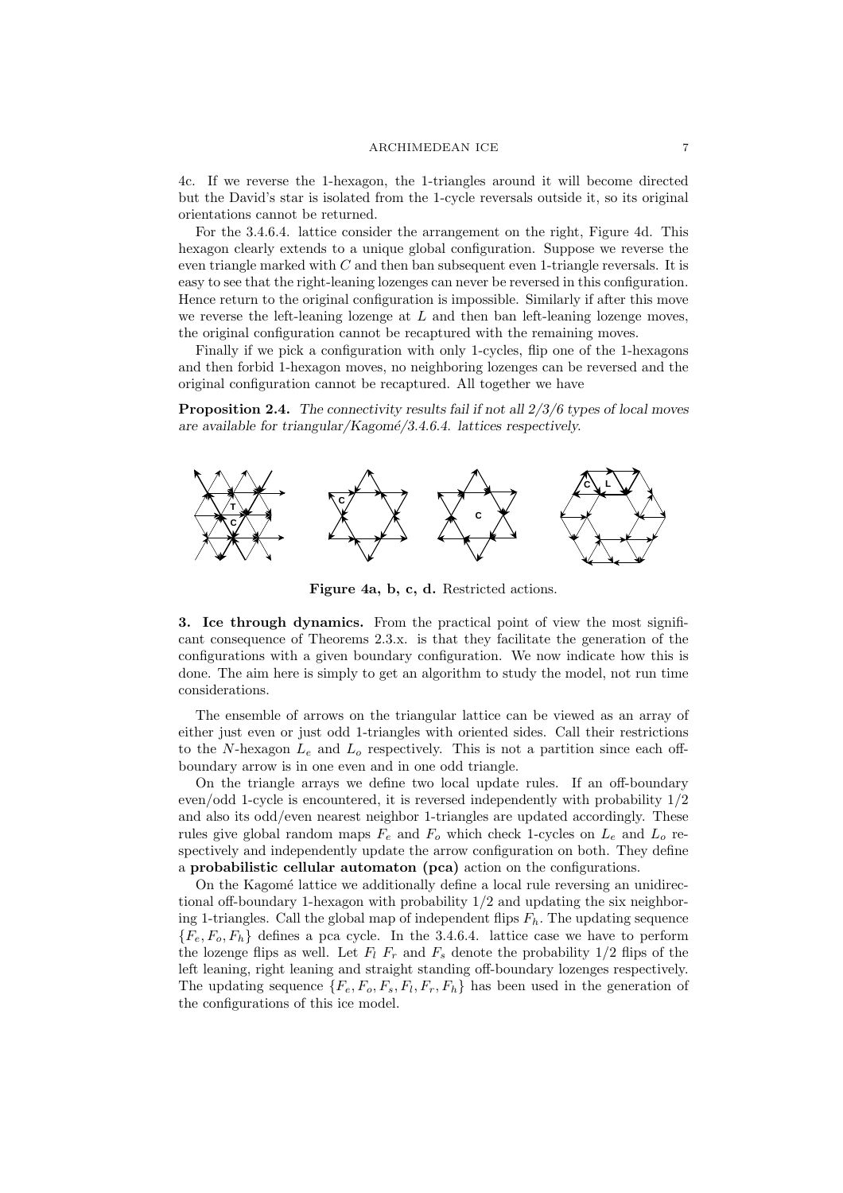4c. If we reverse the 1-hexagon, the 1-triangles around it will become directed but the David's star is isolated from the 1-cycle reversals outside it, so its original orientations cannot be returned.

For the 3.4.6.4. lattice consider the arrangement on the right, Figure 4d. This hexagon clearly extends to a unique global configuration. Suppose we reverse the even triangle marked with $C$ and then ban subsequent even 1-triangle reversals. It is easy to see that the right-leaning lozenges can never be reversed in this configuration. Hence return to the original configuration is impossible. Similarly if after this move we reverse the left-leaning lozenge at $L$ and then ban left-leaning lozenge moves, the original configuration cannot be recaptured with the remaining moves.

Finally if we pick a configuration with only 1-cycles, flip one of the 1-hexagons and then forbid 1-hexagon moves, no neighboring lozenges can be reversed and the original configuration cannot be recaptured. All together we have

**Proposition 2.4.** *The connectivity results fail if not all 2/3/6 types of local moves are available for triangular/Kagomé/3.4.6.4. lattices respectively.*

**Figure 4a, b, c, d.** Restricted actions.

**3. Ice through dynamics.** From the practical point of view the most significant consequence of Theorems 2.3.x. is that they facilitate the generation of the configurations with a given boundary configuration. We now indicate how this is done. The aim here is simply to get an algorithm to study the model, not run time considerations.

The ensemble of arrows on the triangular lattice can be viewed as an array of either just even or just odd 1-triangles with oriented sides. Call their restrictions to the $N$-hexagon $L_e$ and $L_o$ respectively. This is not a partition since each off-boundary arrow is in one even and in one odd triangle.

On the triangle arrays we define two local update rules. If an off-boundary even/odd 1-cycle is encountered, it is reversed independently with probability $1/2$ and also its odd/even nearest neighbor 1-triangles are updated accordingly. These rules give global random maps $F_e$ and $F_o$ which check 1-cycles on $L_e$ and $L_o$ respectively and independently update the arrow configuration on both. They define a **probabilistic cellular automaton (pca)** action on the configurations.

On the Kagomé lattice we additionally define a local rule reversing an unidirectional off-boundary 1-hexagon with probability $1/2$ and updating the six neighboring 1-triangles. Call the global map of independent flips $F_h$. The updating sequence $\{F_e, F_o, F_h\}$ defines a pca cycle. In the 3.4.6.4. lattice case we have to perform the lozenge flips as well. Let $F_l$ $F_r$ and $F_s$ denote the probability $1/2$ flips of the left leaning, right leaning and straight standing off-boundary lozenges respectively. The updating sequence $\{F_e, F_o, F_s, F_l, F_r, F_h\}$ has been used in the generation of the configurations of this ice model.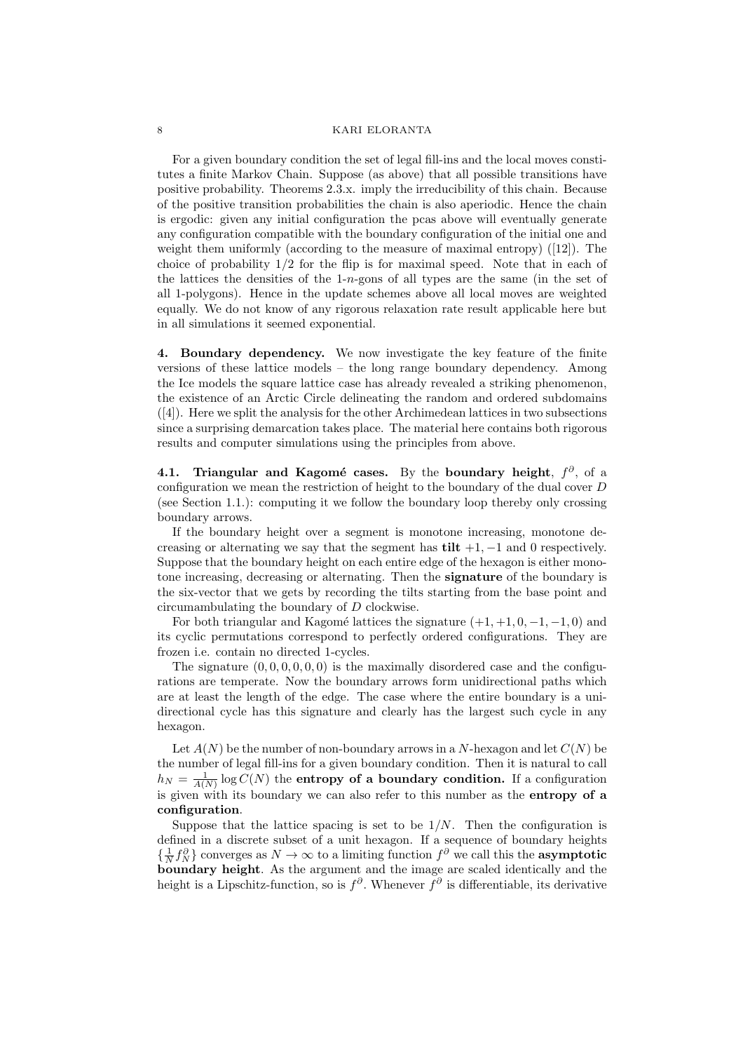For a given boundary condition the set of legal fill-ins and the local moves constitutes a finite Markov Chain. Suppose (as above) that all possible transitions have positive probability. Theorems 2.3.x. imply the irreducibility of this chain. Because of the positive transition probabilities the chain is also aperiodic. Hence the chain is ergodic: given any initial configuration the pcas above will eventually generate any configuration compatible with the boundary configuration of the initial one and weight them uniformly (according to the measure of maximal entropy) ([12]). The choice of probability $1/2$ for the flip is for maximal speed. Note that in each of the lattices the densities of the 1-$n$-gons of all types are the same (in the set of all 1-polygons). Hence in the update schemes above all local moves are weighted equally. We do not know of any rigorous relaxation rate result applicable here but in all simulations it seemed exponential.

**4. Boundary dependency.** We now investigate the key feature of the finite versions of these lattice models – the long range boundary dependency. Among the Ice models the square lattice case has already revealed a striking phenomenon, the existence of an Arctic Circle delineating the random and ordered subdomains ([4]). Here we split the analysis for the other Archimedean lattices in two subsections since a surprising demarcation takes place. The material here contains both rigorous results and computer simulations using the principles from above.

**4.1. Triangular and Kagomé cases.** By the **boundary height**, $f^{\partial}$, of a configuration we mean the restriction of height to the boundary of the dual cover $D$ (see Section 1.1.): computing it we follow the boundary loop thereby only crossing boundary arrows.

If the boundary height over a segment is monotone increasing, monotone decreasing or alternating we say that the segment has **tilt** $+1, -1$ and $0$ respectively. Suppose that the boundary height on each entire edge of the hexagon is either monotone increasing, decreasing or alternating. Then the **signature** of the boundary is the six-vector that we gets by recording the tilts starting from the base point and circumambulating the boundary of $D$ clockwise.

For both triangular and Kagomé lattices the signature $(+1, +1, 0, -1, -1, 0)$ and its cyclic permutations correspond to perfectly ordered configurations. They are frozen i.e. contain no directed 1-cycles.

The signature $(0, 0, 0, 0, 0, 0)$ is the maximally disordered case and the configurations are temperate. Now the boundary arrows form unidirectional paths which are at least the length of the edge. The case where the entire boundary is a unidirectional cycle has this signature and clearly has the largest such cycle in any hexagon.

Let $A(N)$ be the number of non-boundary arrows in a $N$-hexagon and let $C(N)$ be the number of legal fill-ins for a given boundary condition. Then it is natural to call $h_N = \frac{1}{A(N)} \log C(N)$ the **entropy of a boundary condition.** If a configuration is given with its boundary we can also refer to this number as the **entropy of a configuration**.

Suppose that the lattice spacing is set to be $1/N$. Then the configuration is defined in a discrete subset of a unit hexagon. If a sequence of boundary heights $\{\frac{1}{N} f_N^{\partial}\}$ converges as $N \to \infty$ to a limiting function $f^{\partial}$ we call this the **asymptotic boundary height**. As the argument and the image are scaled identically and the height is a Lipschitz-function, so is $f^{\partial}$. Whenever $f^{\partial}$ is differentiable, its derivative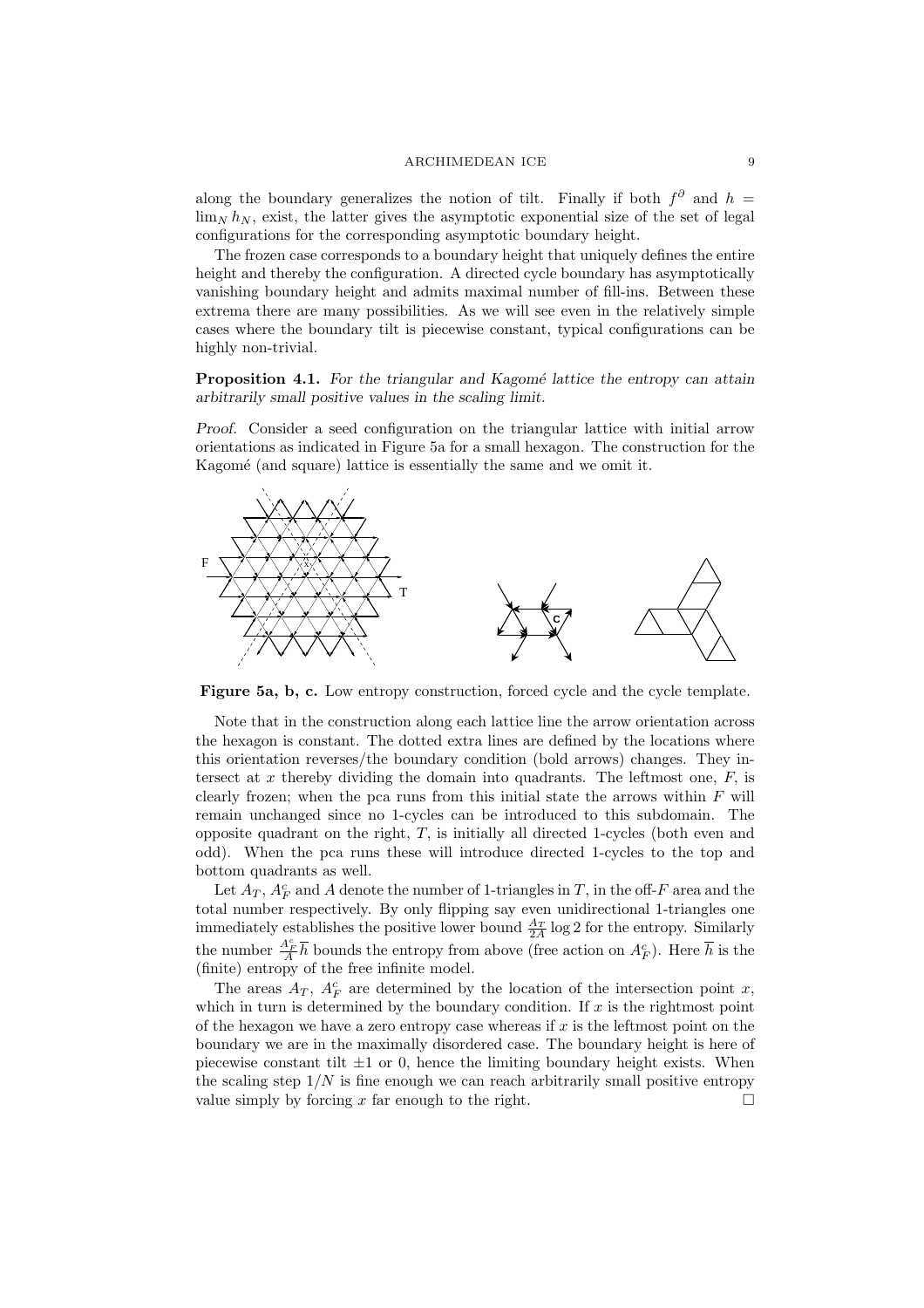along the boundary generalizes the notion of tilt. Finally if both $f^{\partial}$ and $h = \lim_N h_N$, exist, the latter gives the asymptotic exponential size of the set of legal configurations for the corresponding asymptotic boundary height.

The frozen case corresponds to a boundary height that uniquely defines the entire height and thereby the configuration. A directed cycle boundary has asymptotically vanishing boundary height and admits maximal number of fill-ins. Between these extrema there are many possibilities. As we will see even in the relatively simple cases where the boundary tilt is piecewise constant, typical configurations can be highly non-trivial.

**Proposition 4.1.** *For the triangular and Kagomé lattice the entropy can attain arbitrarily small positive values in the scaling limit.*

*Proof.* Consider a seed configuration on the triangular lattice with initial arrow orientations as indicated in Figure 5a for a small hexagon. The construction for the Kagomé (and square) lattice is essentially the same and we omit it.

**Figure 5a, b, c.** Low entropy construction, forced cycle and the cycle template.

Note that in the construction along each lattice line the arrow orientation across the hexagon is constant. The dotted extra lines are defined by the locations where this orientation reverses/the boundary condition (bold arrows) changes. They intersect at $x$ thereby dividing the domain into quadrants. The leftmost one, $F$, is clearly frozen; when the pca runs from this initial state the arrows within $F$ will remain unchanged since no 1-cycles can be introduced to this subdomain. The opposite quadrant on the right, $T$, is initially all directed 1-cycles (both even and odd). When the pca runs these will introduce directed 1-cycles to the top and bottom quadrants as well.

Let $A_T$, $A_F^c$ and $A$ denote the number of 1-triangles in $T$, in the off-$F$ area and the total number respectively. By only flipping say even unidirectional 1-triangles one immediately establishes the positive lower bound $\frac{A_T}{2A}\log 2$ for the entropy. Similarly the number $\frac{A_F^c}{A}\overline{h}$ bounds the entropy from above (free action on $A_F^c$). Here $\overline{h}$ is the (finite) entropy of the free infinite model.

The areas $A_T$, $A_F^c$ are determined by the location of the intersection point $x$, which in turn is determined by the boundary condition. If $x$ is the rightmost point of the hexagon we have a zero entropy case whereas if $x$ is the leftmost point on the boundary we are in the maximally disordered case. The boundary height is here of piecewise constant tilt $\pm 1$ or 0, hence the limiting boundary height exists. When the scaling step $1/N$ is fine enough we can reach arbitrarily small positive entropy value simply by forcing $x$ far enough to the right. □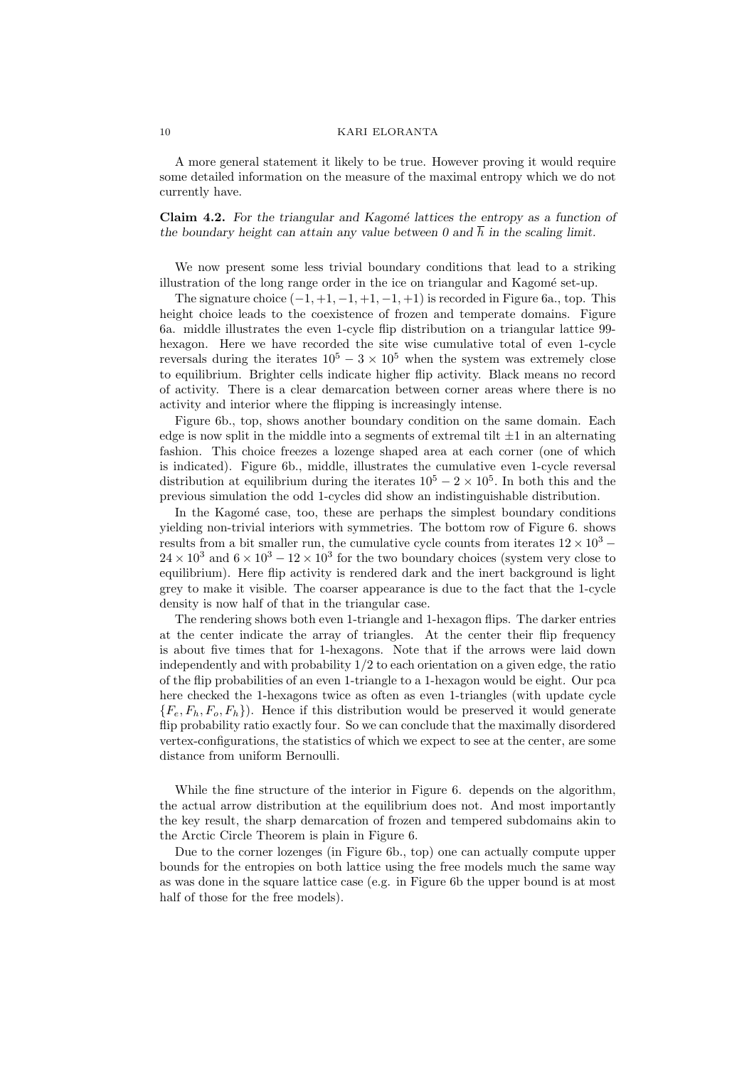A more general statement it likely to be true. However proving it would require some detailed information on the measure of the maximal entropy which we do not currently have.

**Claim 4.2.** *For the triangular and Kagomé lattices the entropy as a function of the boundary height can attain any value between 0 and $\overline{h}$ in the scaling limit.*

We now present some less trivial boundary conditions that lead to a striking illustration of the long range order in the ice on triangular and Kagomé set-up.

The signature choice $(-1,+1,-1,+1,-1,+1)$ is recorded in Figure 6a., top. This height choice leads to the coexistence of frozen and temperate domains. Figure 6a. middle illustrates the even 1-cycle flip distribution on a triangular lattice 99-hexagon. Here we have recorded the site wise cumulative total of even 1-cycle reversals during the iterates $10^5 - 3 \times 10^5$ when the system was extremely close to equilibrium. Brighter cells indicate higher flip activity. Black means no record of activity. There is a clear demarcation between corner areas where there is no activity and interior where the flipping is increasingly intense.

Figure 6b., top, shows another boundary condition on the same domain. Each edge is now split in the middle into a segments of extremal tilt $\pm 1$ in an alternating fashion. This choice freezes a lozenge shaped area at each corner (one of which is indicated). Figure 6b., middle, illustrates the cumulative even 1-cycle reversal distribution at equilibrium during the iterates $10^5 - 2 \times 10^5$. In both this and the previous simulation the odd 1-cycles did show an indistinguishable distribution.

In the Kagomé case, too, these are perhaps the simplest boundary conditions yielding non-trivial interiors with symmetries. The bottom row of Figure 6. shows results from a bit smaller run, the cumulative cycle counts from iterates $12 \times 10^3 - 24 \times 10^3$ and $6 \times 10^3 - 12 \times 10^3$ for the two boundary choices (system very close to equilibrium). Here flip activity is rendered dark and the inert background is light grey to make it visible. The coarser appearance is due to the fact that the 1-cycle density is now half of that in the triangular case.

The rendering shows both even 1-triangle and 1-hexagon flips. The darker entries at the center indicate the array of triangles. At the center their flip frequency is about five times that for 1-hexagons. Note that if the arrows were laid down independently and with probability $1/2$ to each orientation on a given edge, the ratio of the flip probabilities of an even 1-triangle to a 1-hexagon would be eight. Our pca here checked the 1-hexagons twice as often as even 1-triangles (with update cycle $\{F_e, F_h, F_o, F_h\}$). Hence if this distribution would be preserved it would generate flip probability ratio exactly four. So we can conclude that the maximally disordered vertex-configurations, the statistics of which we expect to see at the center, are some distance from uniform Bernoulli.

While the fine structure of the interior in Figure 6. depends on the algorithm, the actual arrow distribution at the equilibrium does not. And most importantly the key result, the sharp demarcation of frozen and tempered subdomains akin to the Arctic Circle Theorem is plain in Figure 6.

Due to the corner lozenges (in Figure 6b., top) one can actually compute upper bounds for the entropies on both lattice using the free models much the same way as was done in the square lattice case (e.g. in Figure 6b the upper bound is at most half of those for the free models).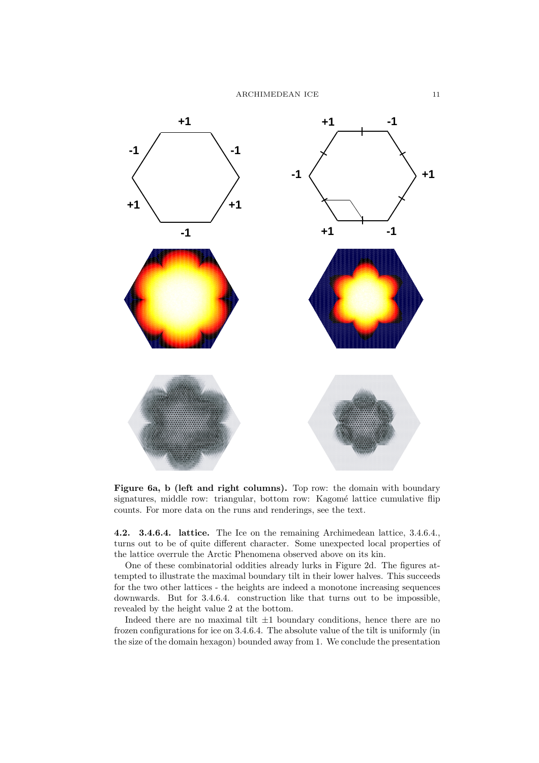**Figure 6a, b (left and right columns).** Top row: the domain with boundary signatures, middle row: triangular, bottom row: Kagomé lattice cumulative flip counts. For more data on the runs and renderings, see the text.

**4.2. 3.4.6.4. lattice.** The Ice on the remaining Archimedean lattice, 3.4.6.4., turns out to be of quite different character. Some unexpected local properties of the lattice overrule the Arctic Phenomena observed above on its kin.

One of these combinatorial oddities already lurks in Figure 2d. The figures attempted to illustrate the maximal boundary tilt in their lower halves. This succeeds for the two other lattices - the heights are indeed a monotone increasing sequences downwards. But for 3.4.6.4. construction like that turns out to be impossible, revealed by the height value 2 at the bottom.

Indeed there are no maximal tilt $\pm 1$ boundary conditions, hence there are no frozen configurations for ice on 3.4.6.4. The absolute value of the tilt is uniformly (in the size of the domain hexagon) bounded away from 1. We conclude the presentation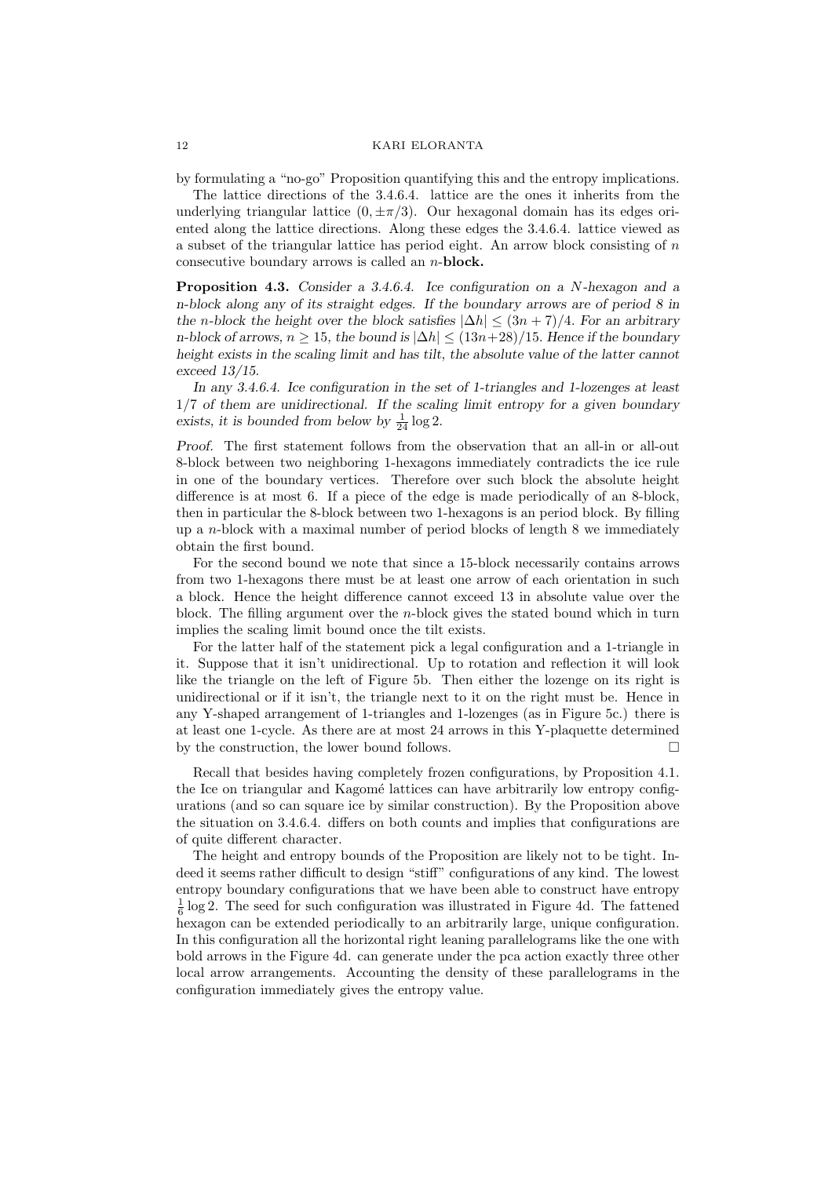by formulating a "no-go" Proposition quantifying this and the entropy implications.

The lattice directions of the 3.4.6.4. lattice are the ones it inherits from the underlying triangular lattice $(0, \pm\pi/3)$. Our hexagonal domain has its edges oriented along the lattice directions. Along these edges the 3.4.6.4. lattice viewed as a subset of the triangular lattice has period eight. An arrow block consisting of $n$ consecutive boundary arrows is called an $n$-**block.**

**Proposition 4.3.** *Consider a 3.4.6.4. Ice configuration on a $N$-hexagon and a $n$-block along any of its straight edges. If the boundary arrows are of period 8 in the $n$-block the height over the block satisfies $|\Delta h| \leq (3n+7)/4$. For an arbitrary $n$-block of arrows, $n \geq 15$, the bound is $|\Delta h| \leq (13n+28)/15$. Hence if the boundary height exists in the scaling limit and has tilt, the absolute value of the latter cannot exceed 13/15.*

*In any 3.4.6.4. Ice configuration in the set of 1-triangles and 1-lozenges at least 1/7 of them are unidirectional. If the scaling limit entropy for a given boundary exists, it is bounded from below by $\frac{1}{24}\log 2$.*

*Proof.* The first statement follows from the observation that an all-in or all-out 8-block between two neighboring 1-hexagons immediately contradicts the ice rule in one of the boundary vertices. Therefore over such block the absolute height difference is at most 6. If a piece of the edge is made periodically of an 8-block, then in particular the 8-block between two 1-hexagons is an period block. By filling up a $n$-block with a maximal number of period blocks of length 8 we immediately obtain the first bound.

For the second bound we note that since a 15-block necessarily contains arrows from two 1-hexagons there must be at least one arrow of each orientation in such a block. Hence the height difference cannot exceed 13 in absolute value over the block. The filling argument over the $n$-block gives the stated bound which in turn implies the scaling limit bound once the tilt exists.

For the latter half of the statement pick a legal configuration and a 1-triangle in it. Suppose that it isn't unidirectional. Up to rotation and reflection it will look like the triangle on the left of Figure 5b. Then either the lozenge on its right is unidirectional or if it isn't, the triangle next to it on the right must be. Hence in any Y-shaped arrangement of 1-triangles and 1-lozenges (as in Figure 5c.) there is at least one 1-cycle. As there are at most 24 arrows in this Y-plaquette determined by the construction, the lower bound follows. □

Recall that besides having completely frozen configurations, by Proposition 4.1. the Ice on triangular and Kagomé lattices can have arbitrarily low entropy configurations (and so can square ice by similar construction). By the Proposition above the situation on 3.4.6.4. differs on both counts and implies that configurations are of quite different character.

The height and entropy bounds of the Proposition are likely not to be tight. Indeed it seems rather difficult to design "stiff" configurations of any kind. The lowest entropy boundary configurations that we have been able to construct have entropy $\frac{1}{6}\log 2$. The seed for such configuration was illustrated in Figure 4d. The fattened hexagon can be extended periodically to an arbitrarily large, unique configuration. In this configuration all the horizontal right leaning parallelograms like the one with bold arrows in the Figure 4d. can generate under the pca action exactly three other local arrow arrangements. Accounting the density of these parallelograms in the configuration immediately gives the entropy value.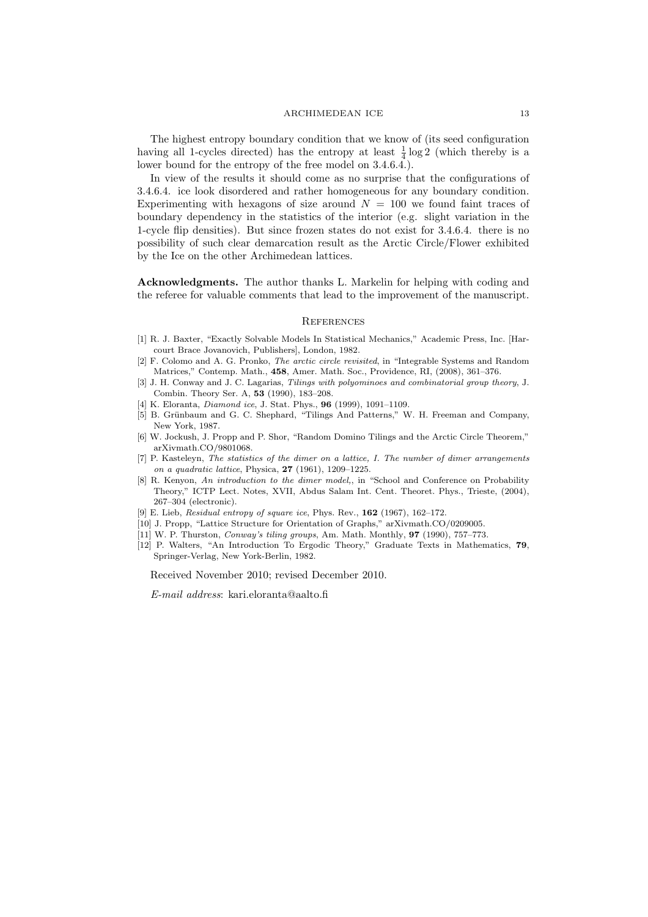The highest entropy boundary condition that we know of (its seed configuration having all 1-cycles directed) has the entropy at least $\frac{1}{4}\log 2$ (which thereby is a lower bound for the entropy of the free model on 3.4.6.4.).

In view of the results it should come as no surprise that the configurations of 3.4.6.4. ice look disordered and rather homogeneous for any boundary condition. Experimenting with hexagons of size around $N = 100$ we found faint traces of boundary dependency in the statistics of the interior (e.g. slight variation in the 1-cycle flip densities). But since frozen states do not exist for 3.4.6.4. there is no possibility of such clear demarcation result as the Arctic Circle/Flower exhibited by the Ice on the other Archimedean lattices.

**Acknowledgments.** The author thanks L. Markelin for helping with coding and the referee for valuable comments that lead to the improvement of the manuscript.

## References

[1] R. J. Baxter, "Exactly Solvable Models In Statistical Mechanics," Academic Press, Inc. [Harcourt Brace Jovanovich, Publishers], London, 1982.

[2] F. Colomo and A. G. Pronko, *The arctic circle revisited*, in "Integrable Systems and Random Matrices," Contemp. Math., **458**, Amer. Math. Soc., Providence, RI, (2008), 361–376.

[3] J. H. Conway and J. C. Lagarias, *Tilings with polyominoes and combinatorial group theory*, J. Combin. Theory Ser. A, **53** (1990), 183–208.

[4] K. Eloranta, *Diamond ice*, J. Stat. Phys., **96** (1999), 1091–1109.

[5] B. Grünbaum and G. C. Shephard, "Tilings And Patterns," W. H. Freeman and Company, New York, 1987.

[6] W. Jockush, J. Propp and P. Shor, "Random Domino Tilings and the Arctic Circle Theorem," arXivmath.CO/9801068.

[7] P. Kasteleyn, *The statistics of the dimer on a lattice, I. The number of dimer arrangements on a quadratic lattice*, Physica, **27** (1961), 1209–1225.

[8] R. Kenyon, *An introduction to the dimer model,*, in "School and Conference on Probability Theory," ICTP Lect. Notes, XVII, Abdus Salam Int. Cent. Theoret. Phys., Trieste, (2004), 267–304 (electronic).

[9] E. Lieb, *Residual entropy of square ice*, Phys. Rev., **162** (1967), 162–172.

[10] J. Propp, "Lattice Structure for Orientation of Graphs," arXivmath.CO/0209005.

[11] W. P. Thurston, *Conway's tiling groups*, Am. Math. Monthly, **97** (1990), 757–773.

[12] P. Walters, "An Introduction To Ergodic Theory," Graduate Texts in Mathematics, **79**, Springer-Verlag, New York-Berlin, 1982.

Received November 2010; revised December 2010.

*E-mail address*: kari.eloranta@aalto.fi